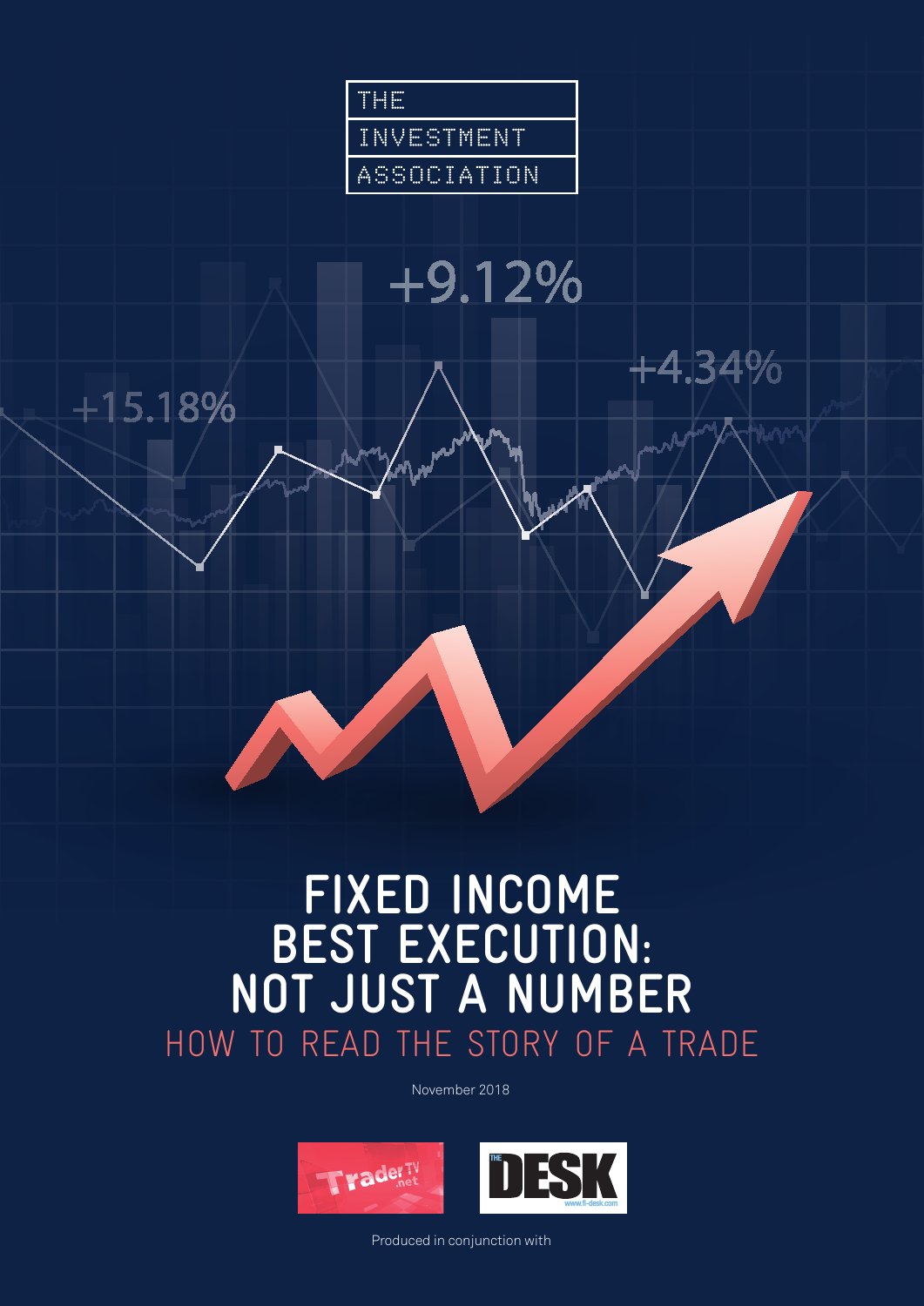THE
INVESTMENT
ASSOCIATION

# FIXED INCOME BEST EXECUTION: NOT JUST A NUMBER

## HOW TO READ THE STORY OF A TRADE

November 2018

Produced in conjunction with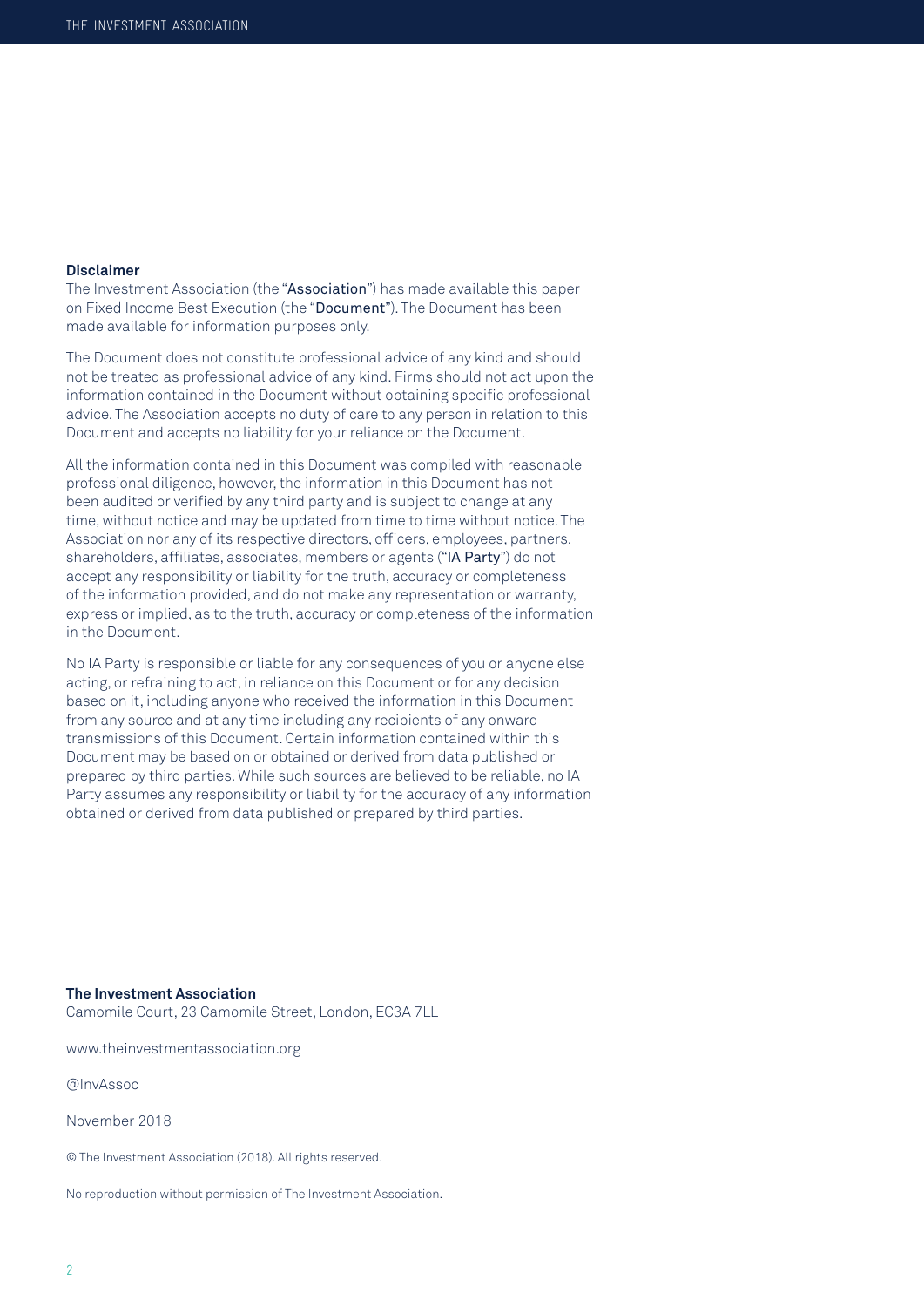**Disclaimer**

The Investment Association (the "**Association**") has made available this paper on Fixed Income Best Execution (the "**Document**"). The Document has been made available for information purposes only.

The Document does not constitute professional advice of any kind and should not be treated as professional advice of any kind. Firms should not act upon the information contained in the Document without obtaining specific professional advice. The Association accepts no duty of care to any person in relation to this Document and accepts no liability for your reliance on the Document.

All the information contained in this Document was compiled with reasonable professional diligence, however, the information in this Document has not been audited or verified by any third party and is subject to change at any time, without notice and may be updated from time to time without notice. The Association nor any of its respective directors, officers, employees, partners, shareholders, affiliates, associates, members or agents ("**IA Party**") do not accept any responsibility or liability for the truth, accuracy or completeness of the information provided, and do not make any representation or warranty, express or implied, as to the truth, accuracy or completeness of the information in the Document.

No IA Party is responsible or liable for any consequences of you or anyone else acting, or refraining to act, in reliance on this Document or for any decision based on it, including anyone who received the information in this Document from any source and at any time including any recipients of any onward transmissions of this Document. Certain information contained within this Document may be based on or obtained or derived from data published or prepared by third parties. While such sources are believed to be reliable, no IA Party assumes any responsibility or liability for the accuracy of any information obtained or derived from data published or prepared by third parties.

**The Investment Association**

Camomile Court, 23 Camomile Street, London, EC3A 7LL

www.theinvestmentassociation.org

@InvAssoc

November 2018

© The Investment Association (2018). All rights reserved.

No reproduction without permission of The Investment Association.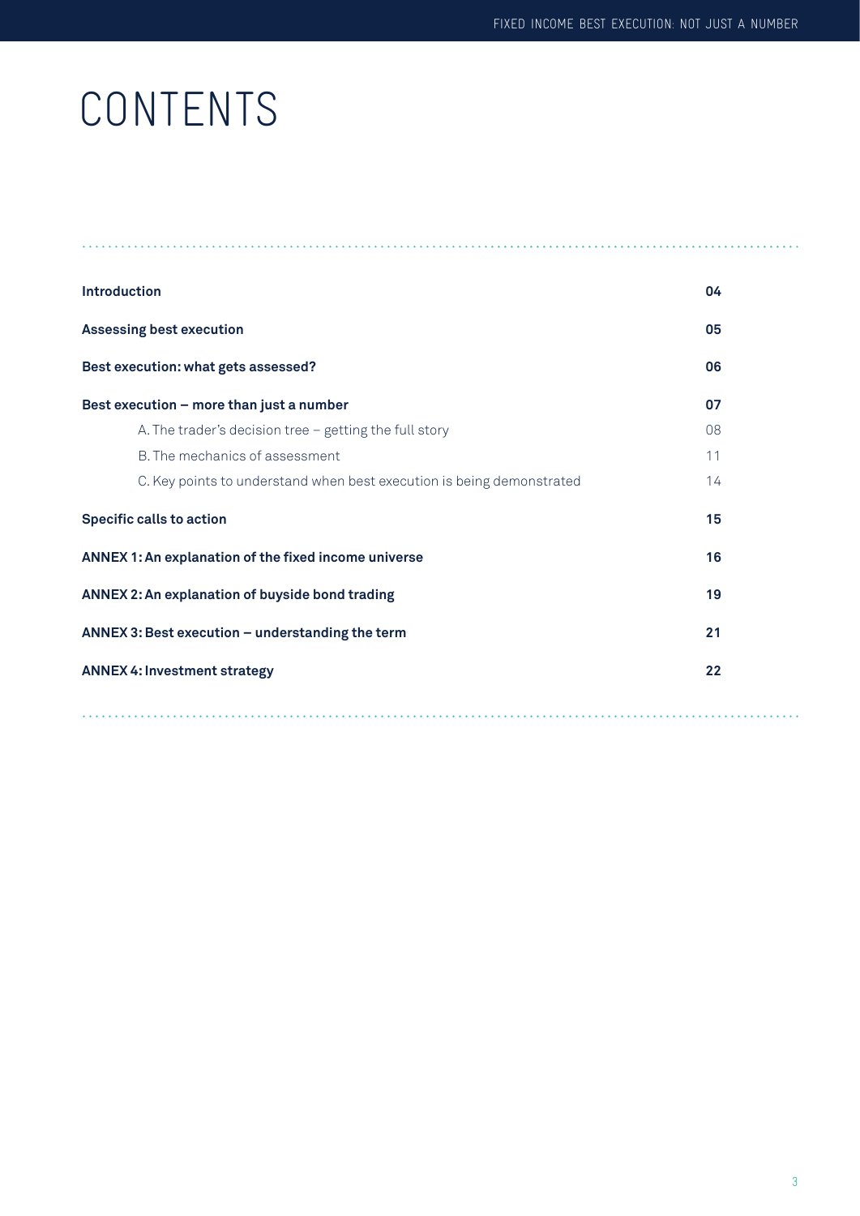# CONTENTS

| | |
|---|---|
| **Introduction** | **04** |
| **Assessing best execution** | **05** |
| **Best execution: what gets assessed?** | **06** |
| **Best execution – more than just a number** | **07** |
| A. The trader's decision tree – getting the full story | 08 |
| B. The mechanics of assessment | 11 |
| C. Key points to understand when best execution is being demonstrated | 14 |
| **Specific calls to action** | **15** |
| **ANNEX 1: An explanation of the fixed income universe** | **16** |
| **ANNEX 2: An explanation of buyside bond trading** | **19** |
| **ANNEX 3: Best execution – understanding the term** | **21** |
| **ANNEX 4: Investment strategy** | **22** |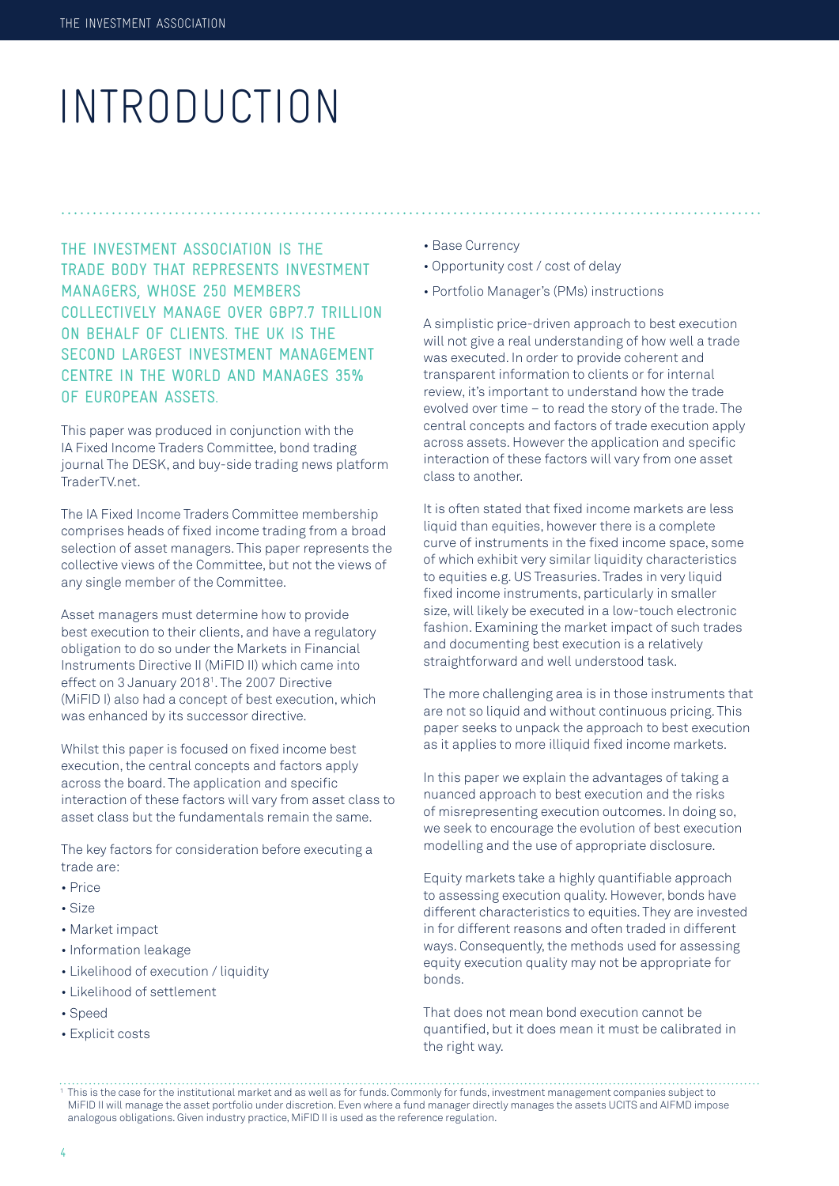# INTRODUCTION

**THE INVESTMENT ASSOCIATION IS THE TRADE BODY THAT REPRESENTS INVESTMENT MANAGERS, WHOSE 250 MEMBERS COLLECTIVELY MANAGE OVER GBP7.7 TRILLION ON BEHALF OF CLIENTS. THE UK IS THE SECOND LARGEST INVESTMENT MANAGEMENT CENTRE IN THE WORLD AND MANAGES 35% OF EUROPEAN ASSETS.**

This paper was produced in conjunction with the IA Fixed Income Traders Committee, bond trading journal The DESK, and buy-side trading news platform TraderTV.net.

The IA Fixed Income Traders Committee membership comprises heads of fixed income trading from a broad selection of asset managers. This paper represents the collective views of the Committee, but not the views of any single member of the Committee.

Asset managers must determine how to provide best execution to their clients, and have a regulatory obligation to do so under the Markets in Financial Instruments Directive II (MiFID II) which came into effect on 3 January 2018[1]. The 2007 Directive (MiFID I) also had a concept of best execution, which was enhanced by its successor directive.

Whilst this paper is focused on fixed income best execution, the central concepts and factors apply across the board. The application and specific interaction of these factors will vary from asset class to asset class but the fundamentals remain the same.

The key factors for consideration before executing a trade are:

- Price
- Size
- Market impact
- Information leakage
- Likelihood of execution / liquidity
- Likelihood of settlement
- Speed
- Explicit costs
- Base Currency
- Opportunity cost / cost of delay
- Portfolio Manager's (PMs) instructions

A simplistic price-driven approach to best execution will not give a real understanding of how well a trade was executed. In order to provide coherent and transparent information to clients or for internal review, it's important to understand how the trade evolved over time – to read the story of the trade. The central concepts and factors of trade execution apply across assets. However the application and specific interaction of these factors will vary from one asset class to another.

It is often stated that fixed income markets are less liquid than equities, however there is a complete curve of instruments in the fixed income space, some of which exhibit very similar liquidity characteristics to equities e.g. US Treasuries. Trades in very liquid fixed income instruments, particularly in smaller size, will likely be executed in a low-touch electronic fashion. Examining the market impact of such trades and documenting best execution is a relatively straightforward and well understood task.

The more challenging area is in those instruments that are not so liquid and without continuous pricing. This paper seeks to unpack the approach to best execution as it applies to more illiquid fixed income markets.

In this paper we explain the advantages of taking a nuanced approach to best execution and the risks of misrepresenting execution outcomes. In doing so, we seek to encourage the evolution of best execution modelling and the use of appropriate disclosure.

Equity markets take a highly quantifiable approach to assessing execution quality. However, bonds have different characteristics to equities. They are invested in for different reasons and often traded in different ways. Consequently, the methods used for assessing equity execution quality may not be appropriate for bonds.

That does not mean bond execution cannot be quantified, but it does mean it must be calibrated in the right way.

[1] This is the case for the institutional market and as well as for funds. Commonly for funds, investment management companies subject to MiFID II will manage the asset portfolio under discretion. Even where a fund manager directly manages the assets UCITS and AIFMD impose analogous obligations. Given industry practice, MiFID II is used as the reference regulation.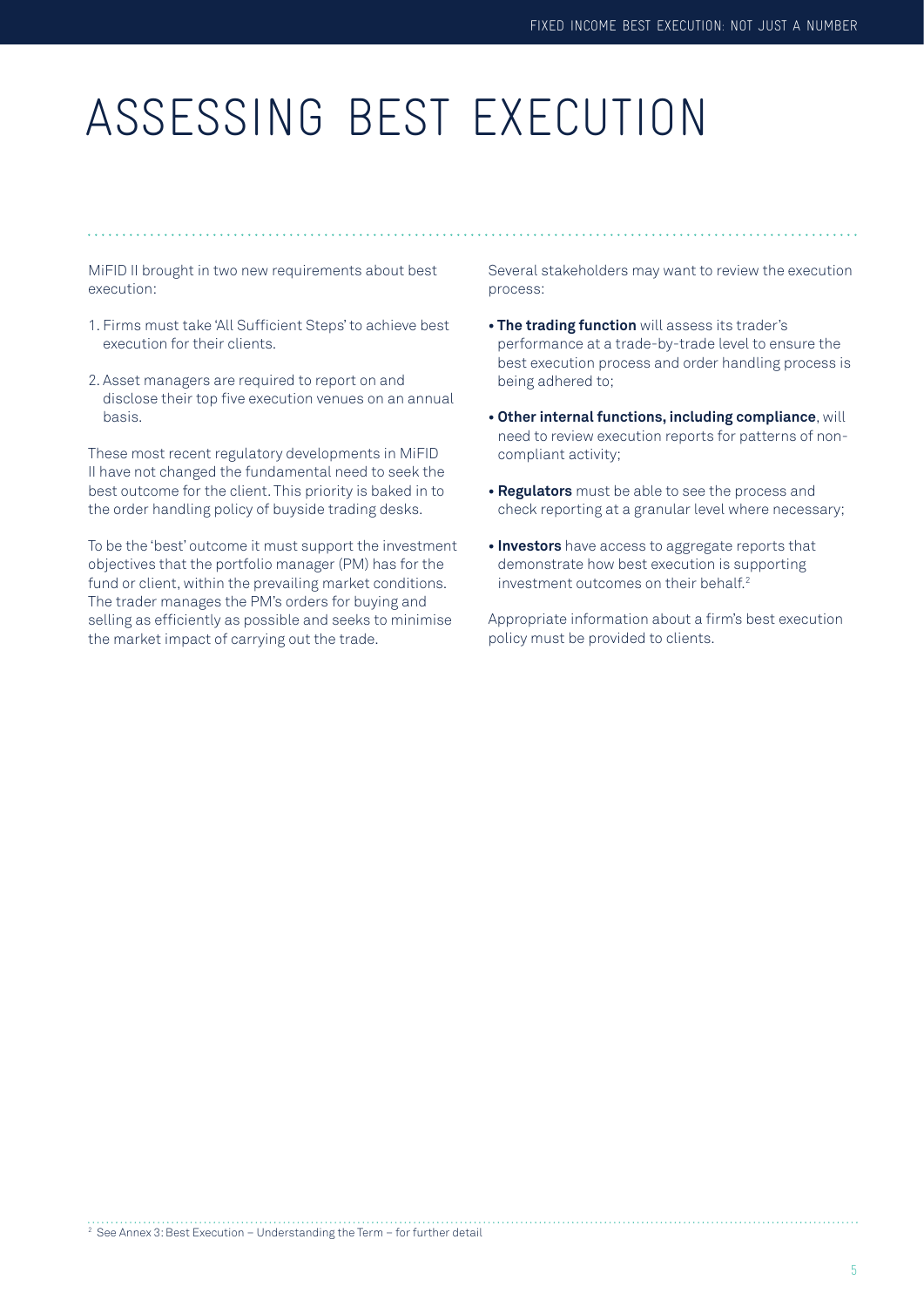# ASSESSING BEST EXECUTION

MiFID II brought in two new requirements about best execution:

1. Firms must take 'All Sufficient Steps' to achieve best execution for their clients.
2. Asset managers are required to report on and disclose their top five execution venues on an annual basis.

These most recent regulatory developments in MiFID II have not changed the fundamental need to seek the best outcome for the client. This priority is baked in to the order handling policy of buyside trading desks.

To be the 'best' outcome it must support the investment objectives that the portfolio manager (PM) has for the fund or client, within the prevailing market conditions. The trader manages the PM's orders for buying and selling as efficiently as possible and seeks to minimise the market impact of carrying out the trade.

Several stakeholders may want to review the execution process:

- **The trading function** will assess its trader's performance at a trade-by-trade level to ensure the best execution process and order handling process is being adhered to;
- **Other internal functions, including compliance**, will need to review execution reports for patterns of non-compliant activity;
- **Regulators** must be able to see the process and check reporting at a granular level where necessary;
- **Investors** have access to aggregate reports that demonstrate how best execution is supporting investment outcomes on their behalf.[2]

Appropriate information about a firm's best execution policy must be provided to clients.

[2] See Annex 3: Best Execution – Understanding the Term – for further detail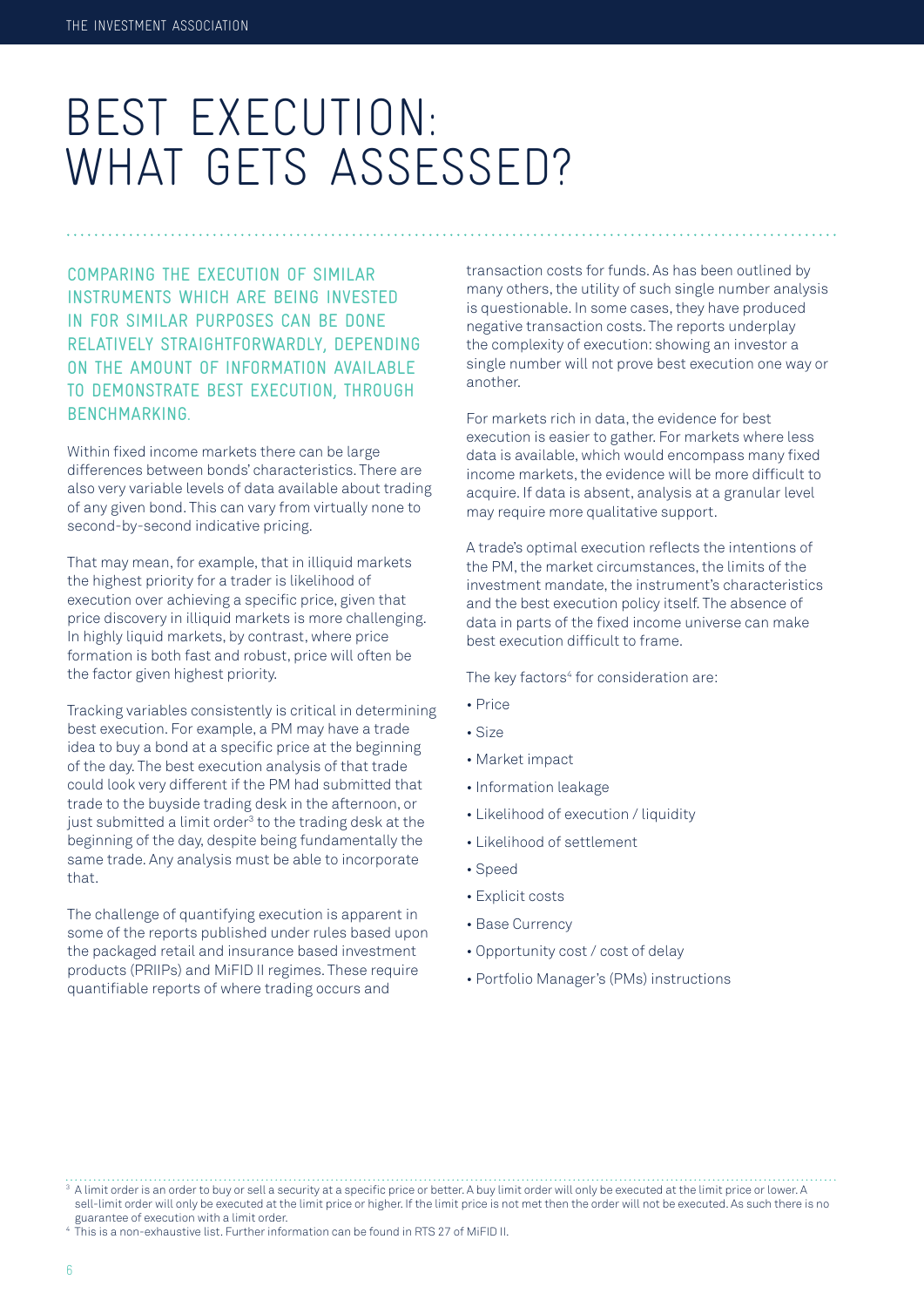# BEST EXECUTION: WHAT GETS ASSESSED?

**COMPARING THE EXECUTION OF SIMILAR INSTRUMENTS WHICH ARE BEING INVESTED IN FOR SIMILAR PURPOSES CAN BE DONE RELATIVELY STRAIGHTFORWARDLY, DEPENDING ON THE AMOUNT OF INFORMATION AVAILABLE TO DEMONSTRATE BEST EXECUTION, THROUGH BENCHMARKING.**

Within fixed income markets there can be large differences between bonds' characteristics. There are also very variable levels of data available about trading of any given bond. This can vary from virtually none to second-by-second indicative pricing.

That may mean, for example, that in illiquid markets the highest priority for a trader is likelihood of execution over achieving a specific price, given that price discovery in illiquid markets is more challenging. In highly liquid markets, by contrast, where price formation is both fast and robust, price will often be the factor given highest priority.

Tracking variables consistently is critical in determining best execution. For example, a PM may have a trade idea to buy a bond at a specific price at the beginning of the day. The best execution analysis of that trade could look very different if the PM had submitted that trade to the buyside trading desk in the afternoon, or just submitted a limit order[3] to the trading desk at the beginning of the day, despite being fundamentally the same trade. Any analysis must be able to incorporate that.

The challenge of quantifying execution is apparent in some of the reports published under rules based upon the packaged retail and insurance based investment products (PRIIPs) and MiFID II regimes. These require quantifiable reports of where trading occurs and transaction costs for funds. As has been outlined by many others, the utility of such single number analysis is questionable. In some cases, they have produced negative transaction costs. The reports underplay the complexity of execution: showing an investor a single number will not prove best execution one way or another.

For markets rich in data, the evidence for best execution is easier to gather. For markets where less data is available, which would encompass many fixed income markets, the evidence will be more difficult to acquire. If data is absent, analysis at a granular level may require more qualitative support.

A trade's optimal execution reflects the intentions of the PM, the market circumstances, the limits of the investment mandate, the instrument's characteristics and the best execution policy itself. The absence of data in parts of the fixed income universe can make best execution difficult to frame.

The key factors[4] for consideration are:

- Price
- Size
- Market impact
- Information leakage
- Likelihood of execution / liquidity
- Likelihood of settlement
- Speed
- Explicit costs
- Base Currency
- Opportunity cost / cost of delay
- Portfolio Manager's (PMs) instructions

---

[3] A limit order is an order to buy or sell a security at a specific price or better. A buy limit order will only be executed at the limit price or lower. A sell-limit order will only be executed at the limit price or higher. If the limit price is not met then the order will not be executed. As such there is no guarantee of execution with a limit order.

[4] This is a non-exhaustive list. Further information can be found in RTS 27 of MiFID II.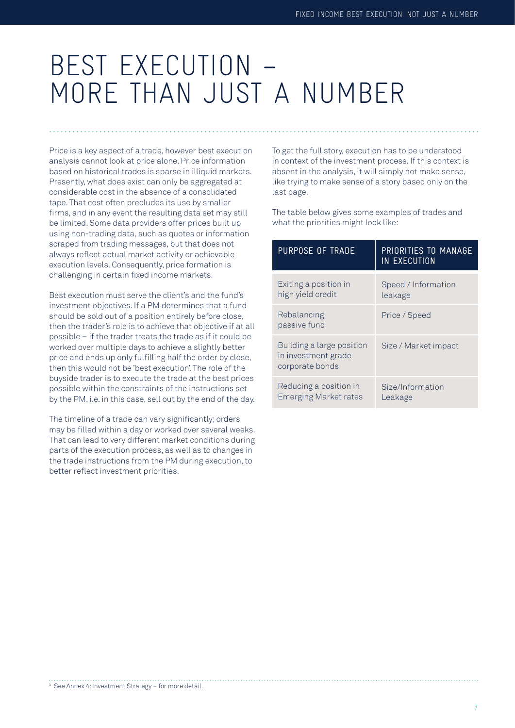# BEST EXECUTION – MORE THAN JUST A NUMBER

Price is a key aspect of a trade, however best execution analysis cannot look at price alone. Price information based on historical trades is sparse in illiquid markets. Presently, what does exist can only be aggregated at considerable cost in the absence of a consolidated tape. That cost often precludes its use by smaller firms, and in any event the resulting data set may still be limited. Some data providers offer prices built up using non-trading data, such as quotes or information scraped from trading messages, but that does not always reflect actual market activity or achievable execution levels. Consequently, price formation is challenging in certain fixed income markets.

Best execution must serve the client's and the fund's investment objectives. If a PM determines that a fund should be sold out of a position entirely before close, then the trader's role is to achieve that objective if at all possible – if the trader treats the trade as if it could be worked over multiple days to achieve a slightly better price and ends up only fulfilling half the order by close, then this would not be 'best execution'. The role of the buyside trader is to execute the trade at the best prices possible within the constraints of the instructions set by the PM, i.e. in this case, sell out by the end of the day.

The timeline of a trade can vary significantly; orders may be filled within a day or worked over several weeks. That can lead to very different market conditions during parts of the execution process, as well as to changes in the trade instructions from the PM during execution, to better reflect investment priorities.

To get the full story, execution has to be understood in context of the investment process. If this context is absent in the analysis, it will simply not make sense, like trying to make sense of a story based only on the last page.

The table below gives some examples of trades and what the priorities might look like:

| PURPOSE OF TRADE | PRIORITIES TO MANAGE IN EXECUTION |
|---|---|
| Exiting a position in high yield credit | Speed / Information leakage |
| Rebalancing passive fund | Price / Speed |
| Building a large position in investment grade corporate bonds | Size / Market impact |
| Reducing a position in Emerging Market rates | Size/Information Leakage |

[5] See Annex 4: Investment Strategy – for more detail.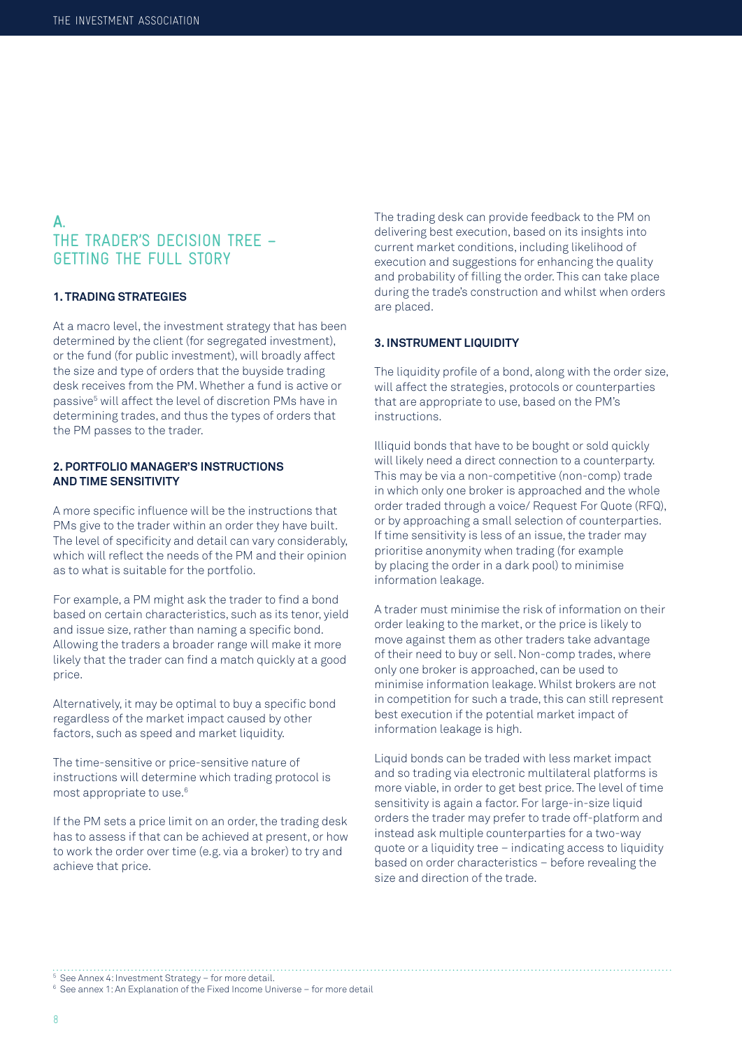## A. THE TRADER'S DECISION TREE – GETTING THE FULL STORY

### 1. TRADING STRATEGIES

At a macro level, the investment strategy that has been determined by the client (for segregated investment), or the fund (for public investment), will broadly affect the size and type of orders that the buyside trading desk receives from the PM. Whether a fund is active or passive[5] will affect the level of discretion PMs have in determining trades, and thus the types of orders that the PM passes to the trader.

### 2. PORTFOLIO MANAGER'S INSTRUCTIONS AND TIME SENSITIVITY

A more specific influence will be the instructions that PMs give to the trader within an order they have built. The level of specificity and detail can vary considerably, which will reflect the needs of the PM and their opinion as to what is suitable for the portfolio.

For example, a PM might ask the trader to find a bond based on certain characteristics, such as its tenor, yield and issue size, rather than naming a specific bond. Allowing the traders a broader range will make it more likely that the trader can find a match quickly at a good price.

Alternatively, it may be optimal to buy a specific bond regardless of the market impact caused by other factors, such as speed and market liquidity.

The time-sensitive or price-sensitive nature of instructions will determine which trading protocol is most appropriate to use.[6]

If the PM sets a price limit on an order, the trading desk has to assess if that can be achieved at present, or how to work the order over time (e.g. via a broker) to try and achieve that price.

The trading desk can provide feedback to the PM on delivering best execution, based on its insights into current market conditions, including likelihood of execution and suggestions for enhancing the quality and probability of filling the order. This can take place during the trade's construction and whilst when orders are placed.

### 3. INSTRUMENT LIQUIDITY

The liquidity profile of a bond, along with the order size, will affect the strategies, protocols or counterparties that are appropriate to use, based on the PM's instructions.

Illiquid bonds that have to be bought or sold quickly will likely need a direct connection to a counterparty. This may be via a non-competitive (non-comp) trade in which only one broker is approached and the whole order traded through a voice/ Request For Quote (RFQ), or by approaching a small selection of counterparties. If time sensitivity is less of an issue, the trader may prioritise anonymity when trading (for example by placing the order in a dark pool) to minimise information leakage.

A trader must minimise the risk of information on their order leaking to the market, or the price is likely to move against them as other traders take advantage of their need to buy or sell. Non-comp trades, where only one broker is approached, can be used to minimise information leakage. Whilst brokers are not in competition for such a trade, this can still represent best execution if the potential market impact of information leakage is high.

Liquid bonds can be traded with less market impact and so trading via electronic multilateral platforms is more viable, in order to get best price. The level of time sensitivity is again a factor. For large-in-size liquid orders the trader may prefer to trade off-platform and instead ask multiple counterparties for a two-way quote or a liquidity tree – indicating access to liquidity based on order characteristics – before revealing the size and direction of the trade.

---

[5] See Annex 4: Investment Strategy – for more detail.

[6] See annex 1: An Explanation of the Fixed Income Universe – for more detail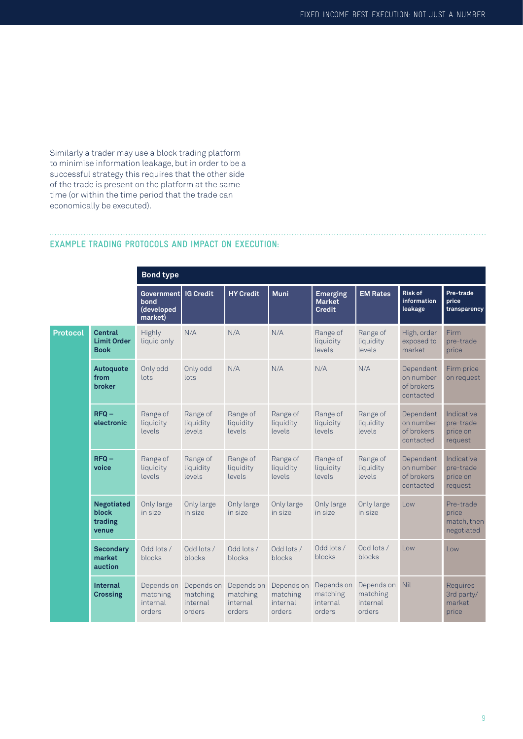Similarly a trader may use a block trading platform to minimise information leakage, but in order to be a successful strategy this requires that the other side of the trade is present on the platform at the same time (or within the time period that the trade can economically be executed).

## EXAMPLE TRADING PROTOCOLS AND IMPACT ON EXECUTION:

| | | Bond type | | | | | | | |
|---|---|---|---|---|---|---|---|---|---|
| | | Government bond (developed market) | IG Credit | HY Credit | Muni | Emerging Market Credit | EM Rates | Risk of information leakage | Pre-trade price transparency |
| Protocol | Central Limit Order Book | Highly liquid only | N/A | N/A | N/A | Range of liquidity levels | Range of liquidity levels | High, order exposed to market | Firm pre-trade price |
| | Autoquote from broker | Only odd lots | Only odd lots | N/A | N/A | N/A | N/A | Dependent on number of brokers contacted | Firm price on request |
| | RFQ – electronic | Range of liquidity levels | Range of liquidity levels | Range of liquidity levels | Range of liquidity levels | Range of liquidity levels | Range of liquidity levels | Dependent on number of brokers contacted | Indicative pre-trade price on request |
| | RFQ – voice | Range of liquidity levels | Range of liquidity levels | Range of liquidity levels | Range of liquidity levels | Range of liquidity levels | Range of liquidity levels | Dependent on number of brokers contacted | Indicative pre-trade price on request |
| | Negotiated block trading venue | Only large in size | Only large in size | Only large in size | Only large in size | Only large in size | Only large in size | Low | Pre-trade price match, then negotiated |
| | Secondary market auction | Odd lots / blocks | Odd lots / blocks | Odd lots / blocks | Odd lots / blocks | Odd lots / blocks | Odd lots / blocks | Low | Low |
| | Internal Crossing | Depends on matching internal orders | Depends on matching internal orders | Depends on matching internal orders | Depends on matching internal orders | Depends on matching internal orders | Depends on matching internal orders | Nil | Requires 3rd party/ market price |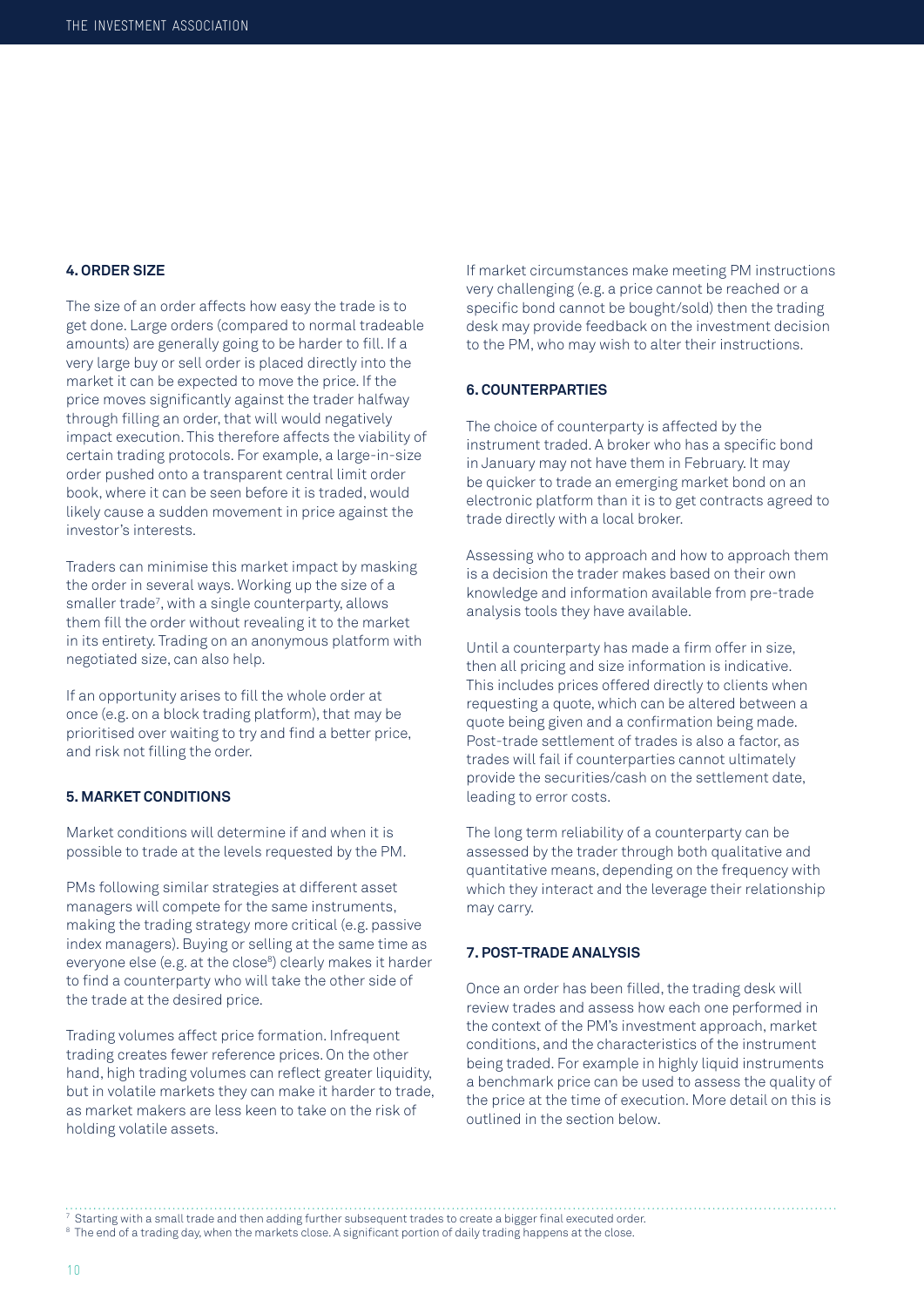### 4. ORDER SIZE

The size of an order affects how easy the trade is to get done. Large orders (compared to normal tradeable amounts) are generally going to be harder to fill. If a very large buy or sell order is placed directly into the market it can be expected to move the price. If the price moves significantly against the trader halfway through filling an order, that will would negatively impact execution. This therefore affects the viability of certain trading protocols. For example, a large-in-size order pushed onto a transparent central limit order book, where it can be seen before it is traded, would likely cause a sudden movement in price against the investor's interests.

Traders can minimise this market impact by masking the order in several ways. Working up the size of a smaller trade[7], with a single counterparty, allows them fill the order without revealing it to the market in its entirety. Trading on an anonymous platform with negotiated size, can also help.

If an opportunity arises to fill the whole order at once (e.g. on a block trading platform), that may be prioritised over waiting to try and find a better price, and risk not filling the order.

### 5. MARKET CONDITIONS

Market conditions will determine if and when it is possible to trade at the levels requested by the PM.

PMs following similar strategies at different asset managers will compete for the same instruments, making the trading strategy more critical (e.g. passive index managers). Buying or selling at the same time as everyone else (e.g. at the close[8]) clearly makes it harder to find a counterparty who will take the other side of the trade at the desired price.

Trading volumes affect price formation. Infrequent trading creates fewer reference prices. On the other hand, high trading volumes can reflect greater liquidity, but in volatile markets they can make it harder to trade, as market makers are less keen to take on the risk of holding volatile assets.

If market circumstances make meeting PM instructions very challenging (e.g. a price cannot be reached or a specific bond cannot be bought/sold) then the trading desk may provide feedback on the investment decision to the PM, who may wish to alter their instructions.

### 6. COUNTERPARTIES

The choice of counterparty is affected by the instrument traded. A broker who has a specific bond in January may not have them in February. It may be quicker to trade an emerging market bond on an electronic platform than it is to get contracts agreed to trade directly with a local broker.

Assessing who to approach and how to approach them is a decision the trader makes based on their own knowledge and information available from pre-trade analysis tools they have available.

Until a counterparty has made a firm offer in size, then all pricing and size information is indicative. This includes prices offered directly to clients when requesting a quote, which can be altered between a quote being given and a confirmation being made. Post-trade settlement of trades is also a factor, as trades will fail if counterparties cannot ultimately provide the securities/cash on the settlement date, leading to error costs.

The long term reliability of a counterparty can be assessed by the trader through both qualitative and quantitative means, depending on the frequency with which they interact and the leverage their relationship may carry.

### 7. POST-TRADE ANALYSIS

Once an order has been filled, the trading desk will review trades and assess how each one performed in the context of the PM's investment approach, market conditions, and the characteristics of the instrument being traded. For example in highly liquid instruments a benchmark price can be used to assess the quality of the price at the time of execution. More detail on this is outlined in the section below.

---

[7] Starting with a small trade and then adding further subsequent trades to create a bigger final executed order.

[8] The end of a trading day, when the markets close. A significant portion of daily trading happens at the close.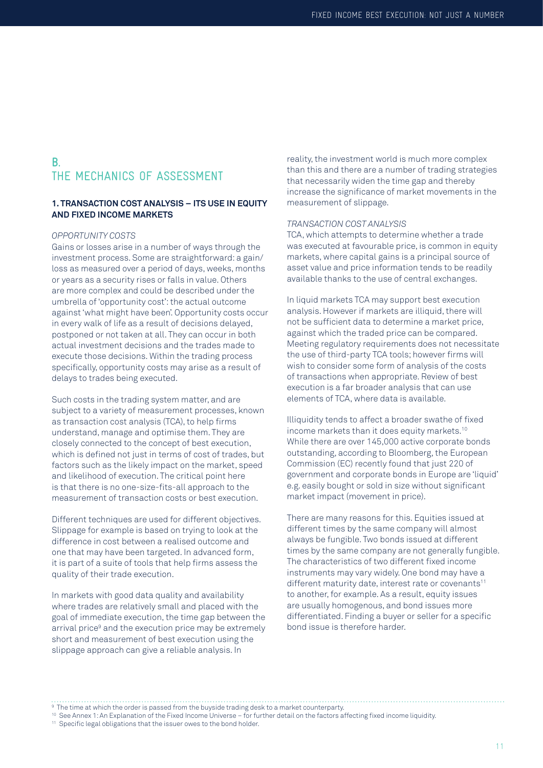## B. THE MECHANICS OF ASSESSMENT

### 1. TRANSACTION COST ANALYSIS – ITS USE IN EQUITY AND FIXED INCOME MARKETS

*OPPORTUNITY COSTS*

Gains or losses arise in a number of ways through the investment process. Some are straightforward: a gain/loss as measured over a period of days, weeks, months or years as a security rises or falls in value. Others are more complex and could be described under the umbrella of 'opportunity cost': the actual outcome against 'what might have been'. Opportunity costs occur in every walk of life as a result of decisions delayed, postponed or not taken at all. They can occur in both actual investment decisions and the trades made to execute those decisions. Within the trading process specifically, opportunity costs may arise as a result of delays to trades being executed.

Such costs in the trading system matter, and are subject to a variety of measurement processes, known as transaction cost analysis (TCA), to help firms understand, manage and optimise them. They are closely connected to the concept of best execution, which is defined not just in terms of cost of trades, but factors such as the likely impact on the market, speed and likelihood of execution. The critical point here is that there is no one-size-fits-all approach to the measurement of transaction costs or best execution.

Different techniques are used for different objectives. Slippage for example is based on trying to look at the difference in cost between a realised outcome and one that may have been targeted. In advanced form, it is part of a suite of tools that help firms assess the quality of their trade execution.

In markets with good data quality and availability where trades are relatively small and placed with the goal of immediate execution, the time gap between the arrival price[9] and the execution price may be extremely short and measurement of best execution using the slippage approach can give a reliable analysis. In reality, the investment world is much more complex than this and there are a number of trading strategies that necessarily widen the time gap and thereby increase the significance of market movements in the measurement of slippage.

*TRANSACTION COST ANALYSIS*

TCA, which attempts to determine whether a trade was executed at favourable price, is common in equity markets, where capital gains is a principal source of asset value and price information tends to be readily available thanks to the use of central exchanges.

In liquid markets TCA may support best execution analysis. However if markets are illiquid, there will not be sufficient data to determine a market price, against which the traded price can be compared. Meeting regulatory requirements does not necessitate the use of third-party TCA tools; however firms will wish to consider some form of analysis of the costs of transactions when appropriate. Review of best execution is a far broader analysis that can use elements of TCA, where data is available.

Illiquidity tends to affect a broader swathe of fixed income markets than it does equity markets.[10] While there are over 145,000 active corporate bonds outstanding, according to Bloomberg, the European Commission (EC) recently found that just 220 of government and corporate bonds in Europe are 'liquid' e.g. easily bought or sold in size without significant market impact (movement in price).

There are many reasons for this. Equities issued at different times by the same company will almost always be fungible. Two bonds issued at different times by the same company are not generally fungible. The characteristics of two different fixed income instruments may vary widely. One bond may have a different maturity date, interest rate or covenants[11] to another, for example. As a result, equity issues are usually homogenous, and bond issues more differentiated. Finding a buyer or seller for a specific bond issue is therefore harder.

---

[9] The time at which the order is passed from the buyside trading desk to a market counterparty.

[10] See Annex 1: An Explanation of the Fixed Income Universe – for further detail on the factors affecting fixed income liquidity.

[11] Specific legal obligations that the issuer owes to the bond holder.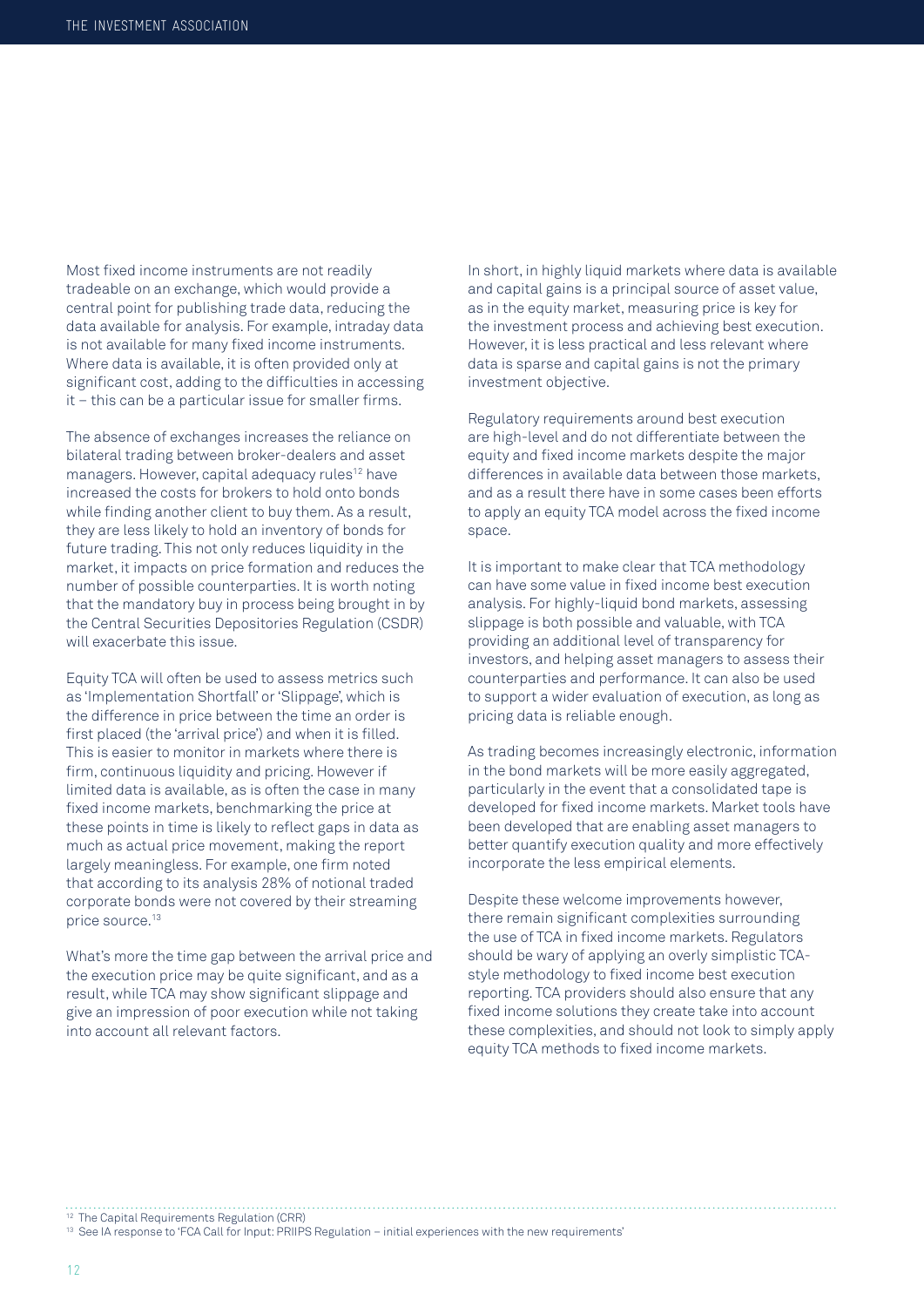Most fixed income instruments are not readily tradeable on an exchange, which would provide a central point for publishing trade data, reducing the data available for analysis. For example, intraday data is not available for many fixed income instruments. Where data is available, it is often provided only at significant cost, adding to the difficulties in accessing it – this can be a particular issue for smaller firms.

The absence of exchanges increases the reliance on bilateral trading between broker-dealers and asset managers. However, capital adequacy rules[12] have increased the costs for brokers to hold onto bonds while finding another client to buy them. As a result, they are less likely to hold an inventory of bonds for future trading. This not only reduces liquidity in the market, it impacts on price formation and reduces the number of possible counterparties. It is worth noting that the mandatory buy in process being brought in by the Central Securities Depositories Regulation (CSDR) will exacerbate this issue.

Equity TCA will often be used to assess metrics such as 'Implementation Shortfall' or 'Slippage', which is the difference in price between the time an order is first placed (the 'arrival price') and when it is filled. This is easier to monitor in markets where there is firm, continuous liquidity and pricing. However if limited data is available, as is often the case in many fixed income markets, benchmarking the price at these points in time is likely to reflect gaps in data as much as actual price movement, making the report largely meaningless. For example, one firm noted that according to its analysis 28% of notional traded corporate bonds were not covered by their streaming price source.[13]

What's more the time gap between the arrival price and the execution price may be quite significant, and as a result, while TCA may show significant slippage and give an impression of poor execution while not taking into account all relevant factors.

In short, in highly liquid markets where data is available and capital gains is a principal source of asset value, as in the equity market, measuring price is key for the investment process and achieving best execution. However, it is less practical and less relevant where data is sparse and capital gains is not the primary investment objective.

Regulatory requirements around best execution are high-level and do not differentiate between the equity and fixed income markets despite the major differences in available data between those markets, and as a result there have in some cases been efforts to apply an equity TCA model across the fixed income space.

It is important to make clear that TCA methodology can have some value in fixed income best execution analysis. For highly-liquid bond markets, assessing slippage is both possible and valuable, with TCA providing an additional level of transparency for investors, and helping asset managers to assess their counterparties and performance. It can also be used to support a wider evaluation of execution, as long as pricing data is reliable enough.

As trading becomes increasingly electronic, information in the bond markets will be more easily aggregated, particularly in the event that a consolidated tape is developed for fixed income markets. Market tools have been developed that are enabling asset managers to better quantify execution quality and more effectively incorporate the less empirical elements.

Despite these welcome improvements however, there remain significant complexities surrounding the use of TCA in fixed income markets. Regulators should be wary of applying an overly simplistic TCA-style methodology to fixed income best execution reporting. TCA providers should also ensure that any fixed income solutions they create take into account these complexities, and should not look to simply apply equity TCA methods to fixed income markets.

---

[12] The Capital Requirements Regulation (CRR)

[13] See IA response to 'FCA Call for Input: PRIIPS Regulation – initial experiences with the new requirements'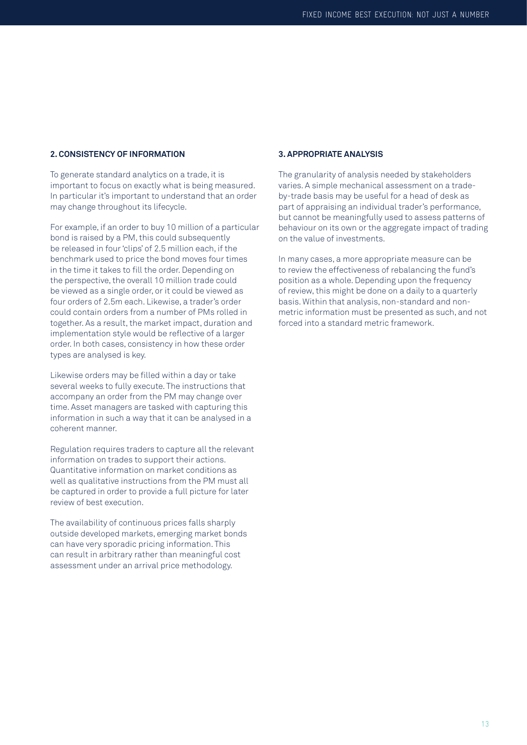## 2. CONSISTENCY OF INFORMATION

To generate standard analytics on a trade, it is important to focus on exactly what is being measured. In particular it's important to understand that an order may change throughout its lifecycle.

For example, if an order to buy 10 million of a particular bond is raised by a PM, this could subsequently be released in four 'clips' of 2.5 million each, if the benchmark used to price the bond moves four times in the time it takes to fill the order. Depending on the perspective, the overall 10 million trade could be viewed as a single order, or it could be viewed as four orders of 2.5m each. Likewise, a trader's order could contain orders from a number of PMs rolled in together. As a result, the market impact, duration and implementation style would be reflective of a larger order. In both cases, consistency in how these order types are analysed is key.

Likewise orders may be filled within a day or take several weeks to fully execute. The instructions that accompany an order from the PM may change over time. Asset managers are tasked with capturing this information in such a way that it can be analysed in a coherent manner.

Regulation requires traders to capture all the relevant information on trades to support their actions. Quantitative information on market conditions as well as qualitative instructions from the PM must all be captured in order to provide a full picture for later review of best execution.

The availability of continuous prices falls sharply outside developed markets, emerging market bonds can have very sporadic pricing information. This can result in arbitrary rather than meaningful cost assessment under an arrival price methodology.

## 3. APPROPRIATE ANALYSIS

The granularity of analysis needed by stakeholders varies. A simple mechanical assessment on a trade-by-trade basis may be useful for a head of desk as part of appraising an individual trader's performance, but cannot be meaningfully used to assess patterns of behaviour on its own or the aggregate impact of trading on the value of investments.

In many cases, a more appropriate measure can be to review the effectiveness of rebalancing the fund's position as a whole. Depending upon the frequency of review, this might be done on a daily to a quarterly basis. Within that analysis, non-standard and non-metric information must be presented as such, and not forced into a standard metric framework.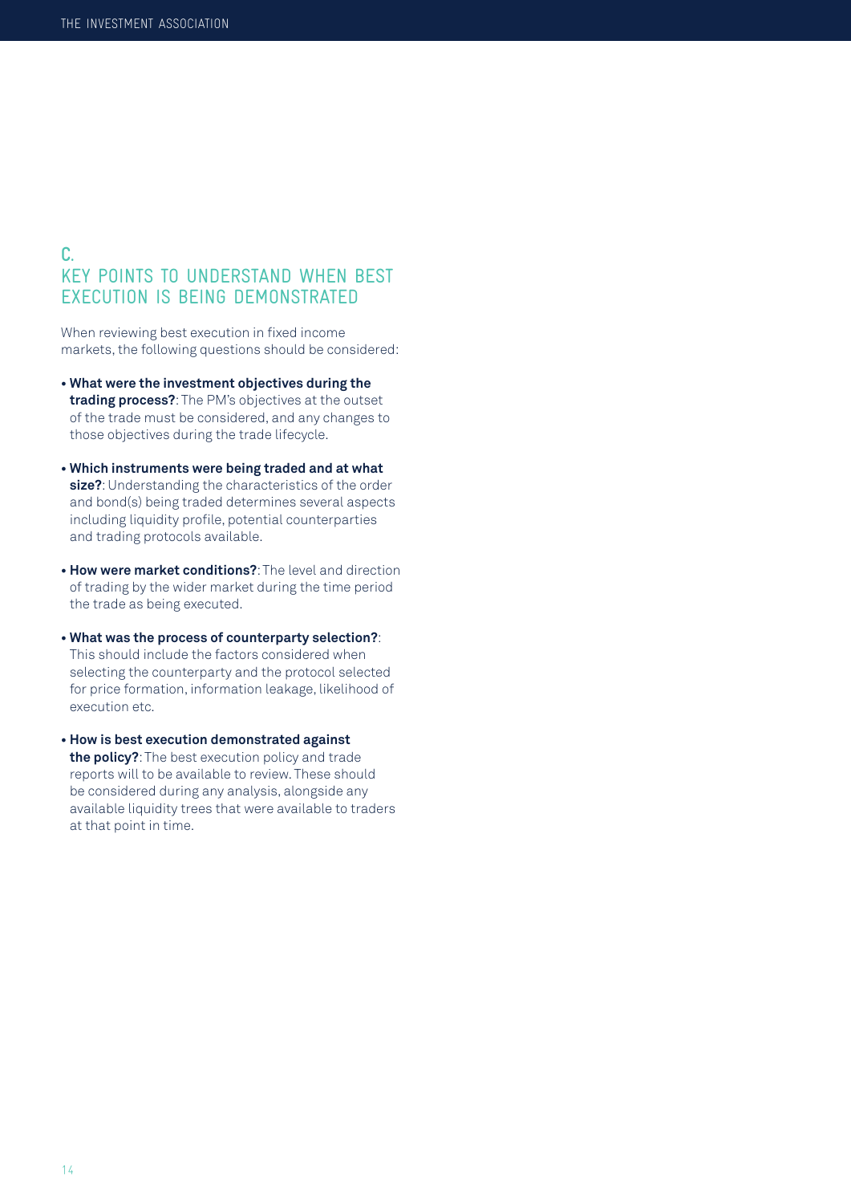## C. KEY POINTS TO UNDERSTAND WHEN BEST EXECUTION IS BEING DEMONSTRATED

When reviewing best execution in fixed income markets, the following questions should be considered:

- **What were the investment objectives during the trading process?**: The PM's objectives at the outset of the trade must be considered, and any changes to those objectives during the trade lifecycle.
- **Which instruments were being traded and at what size?**: Understanding the characteristics of the order and bond(s) being traded determines several aspects including liquidity profile, potential counterparties and trading protocols available.
- **How were market conditions?**: The level and direction of trading by the wider market during the time period the trade as being executed.
- **What was the process of counterparty selection?**: This should include the factors considered when selecting the counterparty and the protocol selected for price formation, information leakage, likelihood of execution etc.
- **How is best execution demonstrated against the policy?**: The best execution policy and trade reports will to be available to review. These should be considered during any analysis, alongside any available liquidity trees that were available to traders at that point in time.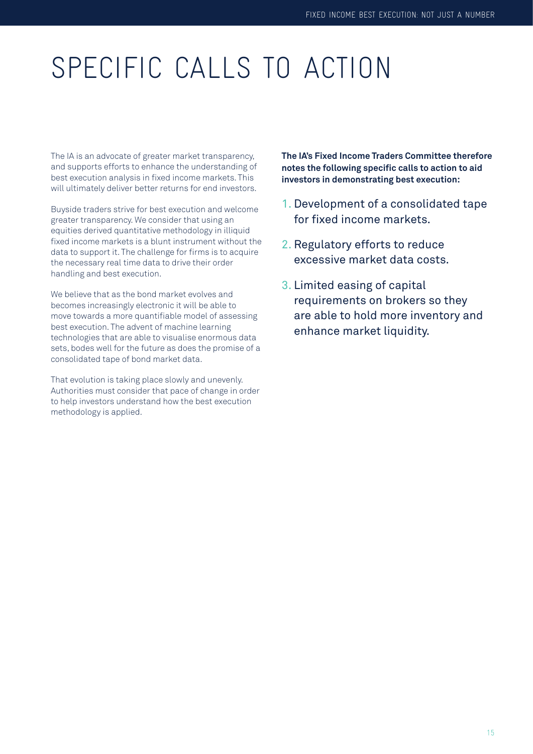# SPECIFIC CALLS TO ACTION

The IA is an advocate of greater market transparency, and supports efforts to enhance the understanding of best execution analysis in fixed income markets. This will ultimately deliver better returns for end investors.

Buyside traders strive for best execution and welcome greater transparency. We consider that using an equities derived quantitative methodology in illiquid fixed income markets is a blunt instrument without the data to support it. The challenge for firms is to acquire the necessary real time data to drive their order handling and best execution.

We believe that as the bond market evolves and becomes increasingly electronic it will be able to move towards a more quantifiable model of assessing best execution. The advent of machine learning technologies that are able to visualise enormous data sets, bodes well for the future as does the promise of a consolidated tape of bond market data.

That evolution is taking place slowly and unevenly. Authorities must consider that pace of change in order to help investors understand how the best execution methodology is applied.

**The IA's Fixed Income Traders Committee therefore notes the following specific calls to action to aid investors in demonstrating best execution:**

1. Development of a consolidated tape for fixed income markets.
2. Regulatory efforts to reduce excessive market data costs.
3. Limited easing of capital requirements on brokers so they are able to hold more inventory and enhance market liquidity.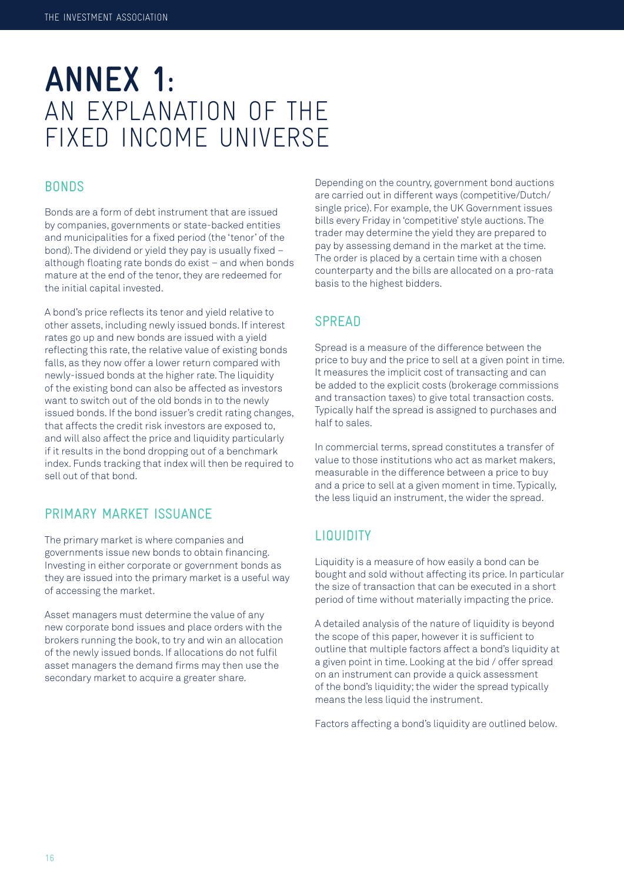# ANNEX 1: AN EXPLANATION OF THE FIXED INCOME UNIVERSE

## BONDS

Bonds are a form of debt instrument that are issued by companies, governments or state-backed entities and municipalities for a fixed period (the 'tenor' of the bond). The dividend or yield they pay is usually fixed – although floating rate bonds do exist – and when bonds mature at the end of the tenor, they are redeemed for the initial capital invested.

A bond's price reflects its tenor and yield relative to other assets, including newly issued bonds. If interest rates go up and new bonds are issued with a yield reflecting this rate, the relative value of existing bonds falls, as they now offer a lower return compared with newly-issued bonds at the higher rate. The liquidity of the existing bond can also be affected as investors want to switch out of the old bonds in to the newly issued bonds. If the bond issuer's credit rating changes, that affects the credit risk investors are exposed to, and will also affect the price and liquidity particularly if it results in the bond dropping out of a benchmark index. Funds tracking that index will then be required to sell out of that bond.

## PRIMARY MARKET ISSUANCE

The primary market is where companies and governments issue new bonds to obtain financing. Investing in either corporate or government bonds as they are issued into the primary market is a useful way of accessing the market.

Asset managers must determine the value of any new corporate bond issues and place orders with the brokers running the book, to try and win an allocation of the newly issued bonds. If allocations do not fulfil asset managers the demand firms may then use the secondary market to acquire a greater share.

Depending on the country, government bond auctions are carried out in different ways (competitive/Dutch/single price). For example, the UK Government issues bills every Friday in 'competitive' style auctions. The trader may determine the yield they are prepared to pay by assessing demand in the market at the time. The order is placed by a certain time with a chosen counterparty and the bills are allocated on a pro-rata basis to the highest bidders.

## SPREAD

Spread is a measure of the difference between the price to buy and the price to sell at a given point in time. It measures the implicit cost of transacting and can be added to the explicit costs (brokerage commissions and transaction taxes) to give total transaction costs. Typically half the spread is assigned to purchases and half to sales.

In commercial terms, spread constitutes a transfer of value to those institutions who act as market makers, measurable in the difference between a price to buy and a price to sell at a given moment in time. Typically, the less liquid an instrument, the wider the spread.

## LIQUIDITY

Liquidity is a measure of how easily a bond can be bought and sold without affecting its price. In particular the size of transaction that can be executed in a short period of time without materially impacting the price.

A detailed analysis of the nature of liquidity is beyond the scope of this paper, however it is sufficient to outline that multiple factors affect a bond's liquidity at a given point in time. Looking at the bid / offer spread on an instrument can provide a quick assessment of the bond's liquidity; the wider the spread typically means the less liquid the instrument.

Factors affecting a bond's liquidity are outlined below.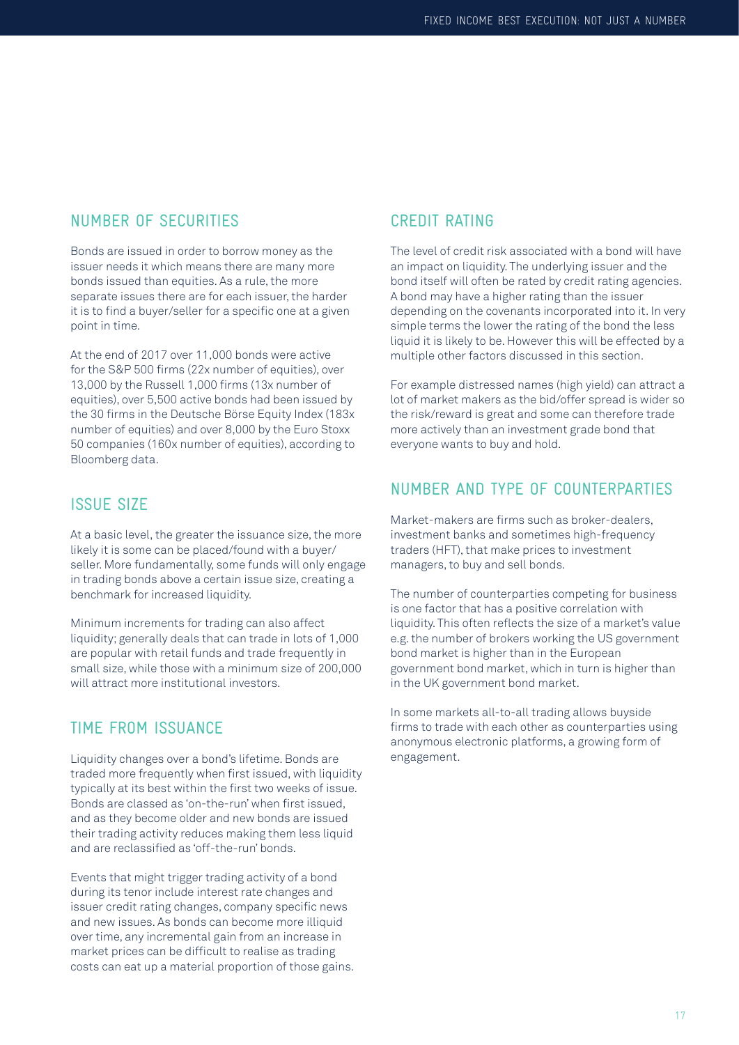## NUMBER OF SECURITIES

Bonds are issued in order to borrow money as the issuer needs it which means there are many more bonds issued than equities. As a rule, the more separate issues there are for each issuer, the harder it is to find a buyer/seller for a specific one at a given point in time.

At the end of 2017 over 11,000 bonds were active for the S&P 500 firms (22x number of equities), over 13,000 by the Russell 1,000 firms (13x number of equities), over 5,500 active bonds had been issued by the 30 firms in the Deutsche Börse Equity Index (183x number of equities) and over 8,000 by the Euro Stoxx 50 companies (160x number of equities), according to Bloomberg data.

## ISSUE SIZE

At a basic level, the greater the issuance size, the more likely it is some can be placed/found with a buyer/seller. More fundamentally, some funds will only engage in trading bonds above a certain issue size, creating a benchmark for increased liquidity.

Minimum increments for trading can also affect liquidity; generally deals that can trade in lots of 1,000 are popular with retail funds and trade frequently in small size, while those with a minimum size of 200,000 will attract more institutional investors.

## TIME FROM ISSUANCE

Liquidity changes over a bond's lifetime. Bonds are traded more frequently when first issued, with liquidity typically at its best within the first two weeks of issue. Bonds are classed as 'on-the-run' when first issued, and as they become older and new bonds are issued their trading activity reduces making them less liquid and are reclassified as 'off-the-run' bonds.

Events that might trigger trading activity of a bond during its tenor include interest rate changes and issuer credit rating changes, company specific news and new issues. As bonds can become more illiquid over time, any incremental gain from an increase in market prices can be difficult to realise as trading costs can eat up a material proportion of those gains.

## CREDIT RATING

The level of credit risk associated with a bond will have an impact on liquidity. The underlying issuer and the bond itself will often be rated by credit rating agencies. A bond may have a higher rating than the issuer depending on the covenants incorporated into it. In very simple terms the lower the rating of the bond the less liquid it is likely to be. However this will be effected by a multiple other factors discussed in this section.

For example distressed names (high yield) can attract a lot of market makers as the bid/offer spread is wider so the risk/reward is great and some can therefore trade more actively than an investment grade bond that everyone wants to buy and hold.

## NUMBER AND TYPE OF COUNTERPARTIES

Market-makers are firms such as broker-dealers, investment banks and sometimes high-frequency traders (HFT), that make prices to investment managers, to buy and sell bonds.

The number of counterparties competing for business is one factor that has a positive correlation with liquidity. This often reflects the size of a market's value e.g. the number of brokers working the US government bond market is higher than in the European government bond market, which in turn is higher than in the UK government bond market.

In some markets all-to-all trading allows buyside firms to trade with each other as counterparties using anonymous electronic platforms, a growing form of engagement.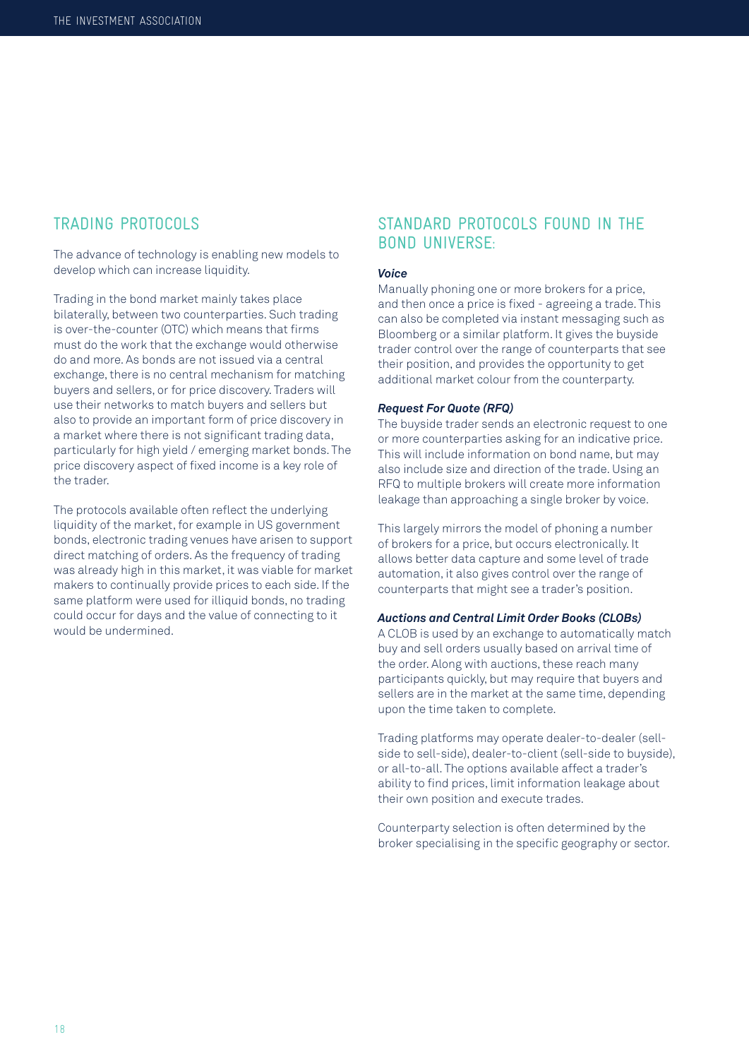## TRADING PROTOCOLS

The advance of technology is enabling new models to develop which can increase liquidity.

Trading in the bond market mainly takes place bilaterally, between two counterparties. Such trading is over-the-counter (OTC) which means that firms must do the work that the exchange would otherwise do and more. As bonds are not issued via a central exchange, there is no central mechanism for matching buyers and sellers, or for price discovery. Traders will use their networks to match buyers and sellers but also to provide an important form of price discovery in a market where there is not significant trading data, particularly for high yield / emerging market bonds. The price discovery aspect of fixed income is a key role of the trader.

The protocols available often reflect the underlying liquidity of the market, for example in US government bonds, electronic trading venues have arisen to support direct matching of orders. As the frequency of trading was already high in this market, it was viable for market makers to continually provide prices to each side. If the same platform were used for illiquid bonds, no trading could occur for days and the value of connecting to it would be undermined.

## STANDARD PROTOCOLS FOUND IN THE BOND UNIVERSE:

***Voice***

Manually phoning one or more brokers for a price, and then once a price is fixed - agreeing a trade. This can also be completed via instant messaging such as Bloomberg or a similar platform. It gives the buyside trader control over the range of counterparts that see their position, and provides the opportunity to get additional market colour from the counterparty.

***Request For Quote (RFQ)***

The buyside trader sends an electronic request to one or more counterparties asking for an indicative price. This will include information on bond name, but may also include size and direction of the trade. Using an RFQ to multiple brokers will create more information leakage than approaching a single broker by voice.

This largely mirrors the model of phoning a number of brokers for a price, but occurs electronically. It allows better data capture and some level of trade automation, it also gives control over the range of counterparts that might see a trader's position.

***Auctions and Central Limit Order Books (CLOBs)***

A CLOB is used by an exchange to automatically match buy and sell orders usually based on arrival time of the order. Along with auctions, these reach many participants quickly, but may require that buyers and sellers are in the market at the same time, depending upon the time taken to complete.

Trading platforms may operate dealer-to-dealer (sell-side to sell-side), dealer-to-client (sell-side to buyside), or all-to-all. The options available affect a trader's ability to find prices, limit information leakage about their own position and execute trades.

Counterparty selection is often determined by the broker specialising in the specific geography or sector.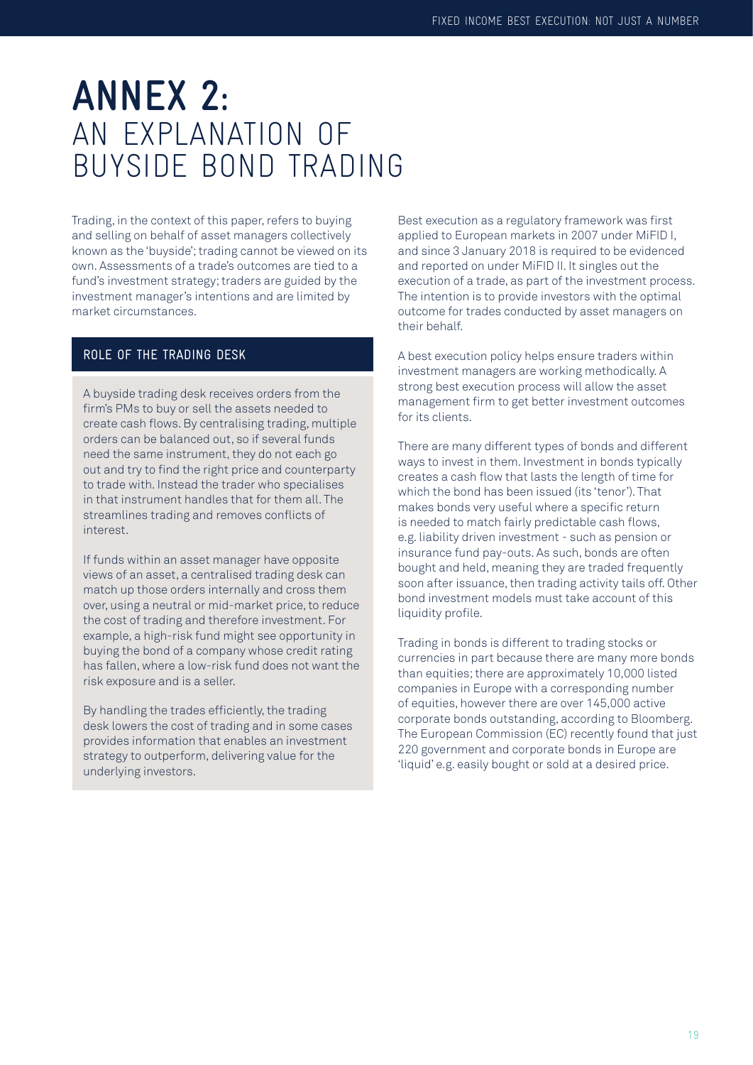# ANNEX 2: AN EXPLANATION OF BUYSIDE BOND TRADING

Trading, in the context of this paper, refers to buying and selling on behalf of asset managers collectively known as the 'buyside'; trading cannot be viewed on its own. Assessments of a trade's outcomes are tied to a fund's investment strategy; traders are guided by the investment manager's intentions and are limited by market circumstances.

## ROLE OF THE TRADING DESK

A buyside trading desk receives orders from the firm's PMs to buy or sell the assets needed to create cash flows. By centralising trading, multiple orders can be balanced out, so if several funds need the same instrument, they do not each go out and try to find the right price and counterparty to trade with. Instead the trader who specialises in that instrument handles that for them all. The streamlines trading and removes conflicts of interest.

If funds within an asset manager have opposite views of an asset, a centralised trading desk can match up those orders internally and cross them over, using a neutral or mid-market price, to reduce the cost of trading and therefore investment. For example, a high-risk fund might see opportunity in buying the bond of a company whose credit rating has fallen, where a low-risk fund does not want the risk exposure and is a seller.

By handling the trades efficiently, the trading desk lowers the cost of trading and in some cases provides information that enables an investment strategy to outperform, delivering value for the underlying investors.

Best execution as a regulatory framework was first applied to European markets in 2007 under MiFID I, and since 3 January 2018 is required to be evidenced and reported on under MiFID II. It singles out the execution of a trade, as part of the investment process. The intention is to provide investors with the optimal outcome for trades conducted by asset managers on their behalf.

A best execution policy helps ensure traders within investment managers are working methodically. A strong best execution process will allow the asset management firm to get better investment outcomes for its clients.

There are many different types of bonds and different ways to invest in them. Investment in bonds typically creates a cash flow that lasts the length of time for which the bond has been issued (its 'tenor'). That makes bonds very useful where a specific return is needed to match fairly predictable cash flows, e.g. liability driven investment - such as pension or insurance fund pay-outs. As such, bonds are often bought and held, meaning they are traded frequently soon after issuance, then trading activity tails off. Other bond investment models must take account of this liquidity profile.

Trading in bonds is different to trading stocks or currencies in part because there are many more bonds than equities; there are approximately 10,000 listed companies in Europe with a corresponding number of equities, however there are over 145,000 active corporate bonds outstanding, according to Bloomberg. The European Commission (EC) recently found that just 220 government and corporate bonds in Europe are 'liquid' e.g. easily bought or sold at a desired price.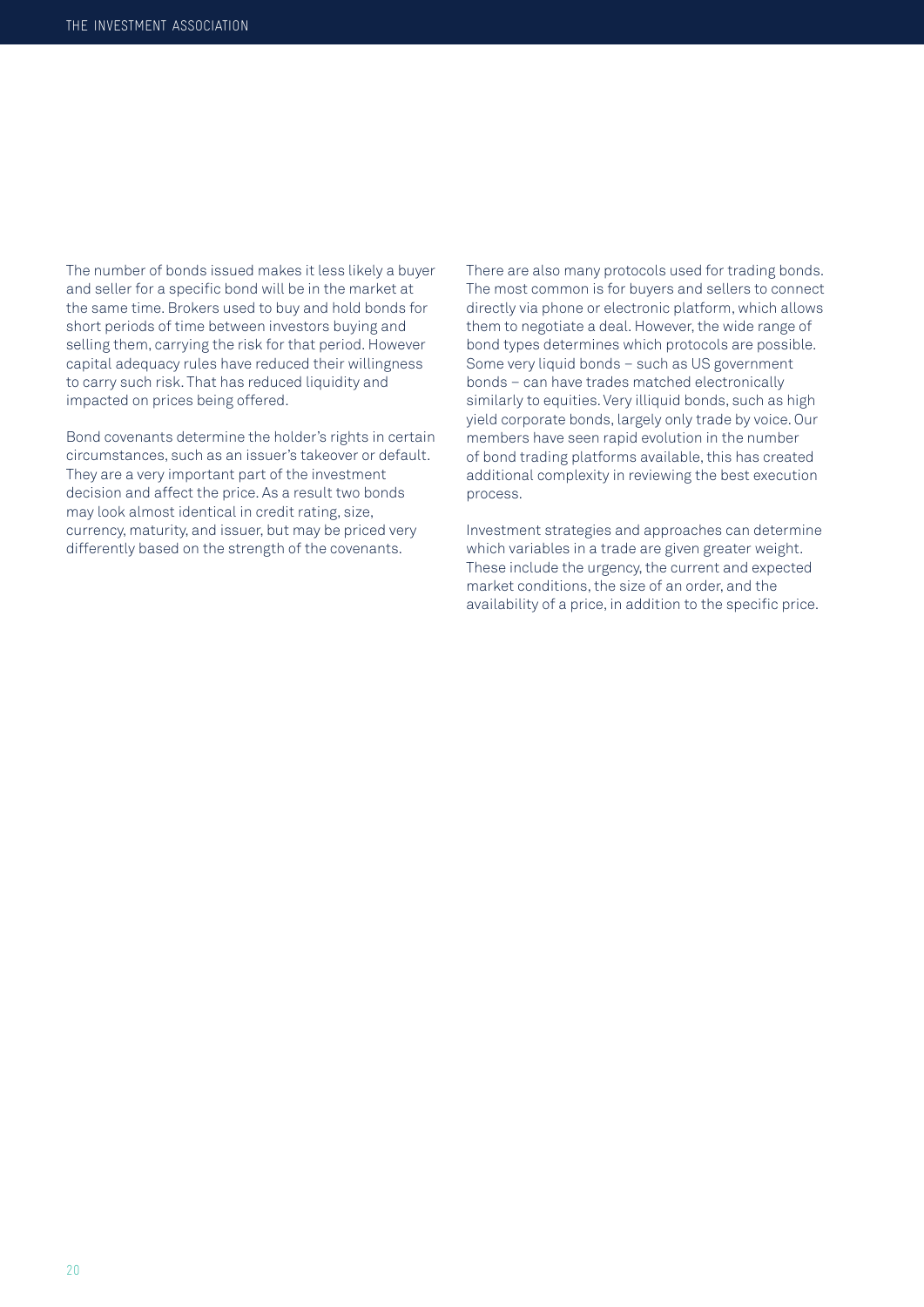The number of bonds issued makes it less likely a buyer and seller for a specific bond will be in the market at the same time. Brokers used to buy and hold bonds for short periods of time between investors buying and selling them, carrying the risk for that period. However capital adequacy rules have reduced their willingness to carry such risk. That has reduced liquidity and impacted on prices being offered.

Bond covenants determine the holder's rights in certain circumstances, such as an issuer's takeover or default. They are a very important part of the investment decision and affect the price. As a result two bonds may look almost identical in credit rating, size, currency, maturity, and issuer, but may be priced very differently based on the strength of the covenants.

There are also many protocols used for trading bonds. The most common is for buyers and sellers to connect directly via phone or electronic platform, which allows them to negotiate a deal. However, the wide range of bond types determines which protocols are possible. Some very liquid bonds – such as US government bonds – can have trades matched electronically similarly to equities. Very illiquid bonds, such as high yield corporate bonds, largely only trade by voice. Our members have seen rapid evolution in the number of bond trading platforms available, this has created additional complexity in reviewing the best execution process.

Investment strategies and approaches can determine which variables in a trade are given greater weight. These include the urgency, the current and expected market conditions, the size of an order, and the availability of a price, in addition to the specific price.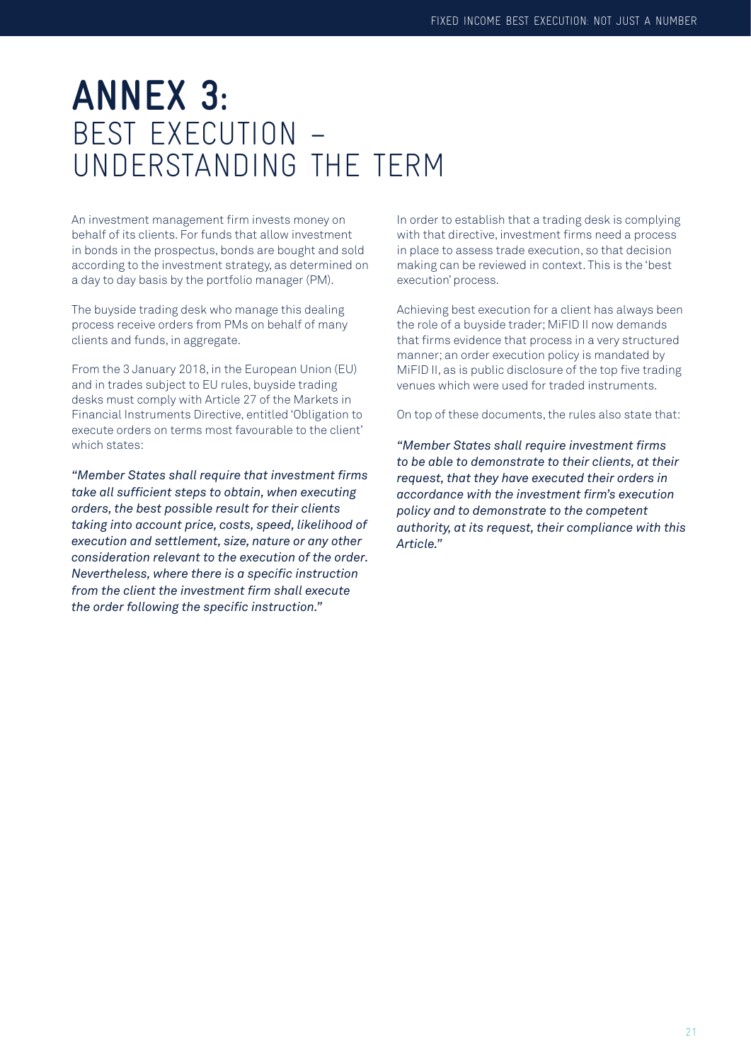# ANNEX 3: BEST EXECUTION – UNDERSTANDING THE TERM

An investment management firm invests money on behalf of its clients. For funds that allow investment in bonds in the prospectus, bonds are bought and sold according to the investment strategy, as determined on a day to day basis by the portfolio manager (PM).

The buyside trading desk who manage this dealing process receive orders from PMs on behalf of many clients and funds, in aggregate.

From the 3 January 2018, in the European Union (EU) and in trades subject to EU rules, buyside trading desks must comply with Article 27 of the Markets in Financial Instruments Directive, entitled 'Obligation to execute orders on terms most favourable to the client' which states:

*"Member States shall require that investment firms take all sufficient steps to obtain, when executing orders, the best possible result for their clients taking into account price, costs, speed, likelihood of execution and settlement, size, nature or any other consideration relevant to the execution of the order. Nevertheless, where there is a specific instruction from the client the investment firm shall execute the order following the specific instruction."*

In order to establish that a trading desk is complying with that directive, investment firms need a process in place to assess trade execution, so that decision making can be reviewed in context. This is the 'best execution' process.

Achieving best execution for a client has always been the role of a buyside trader; MiFID II now demands that firms evidence that process in a very structured manner; an order execution policy is mandated by MiFID II, as is public disclosure of the top five trading venues which were used for traded instruments.

On top of these documents, the rules also state that:

*"Member States shall require investment firms to be able to demonstrate to their clients, at their request, that they have executed their orders in accordance with the investment firm's execution policy and to demonstrate to the competent authority, at its request, their compliance with this Article."*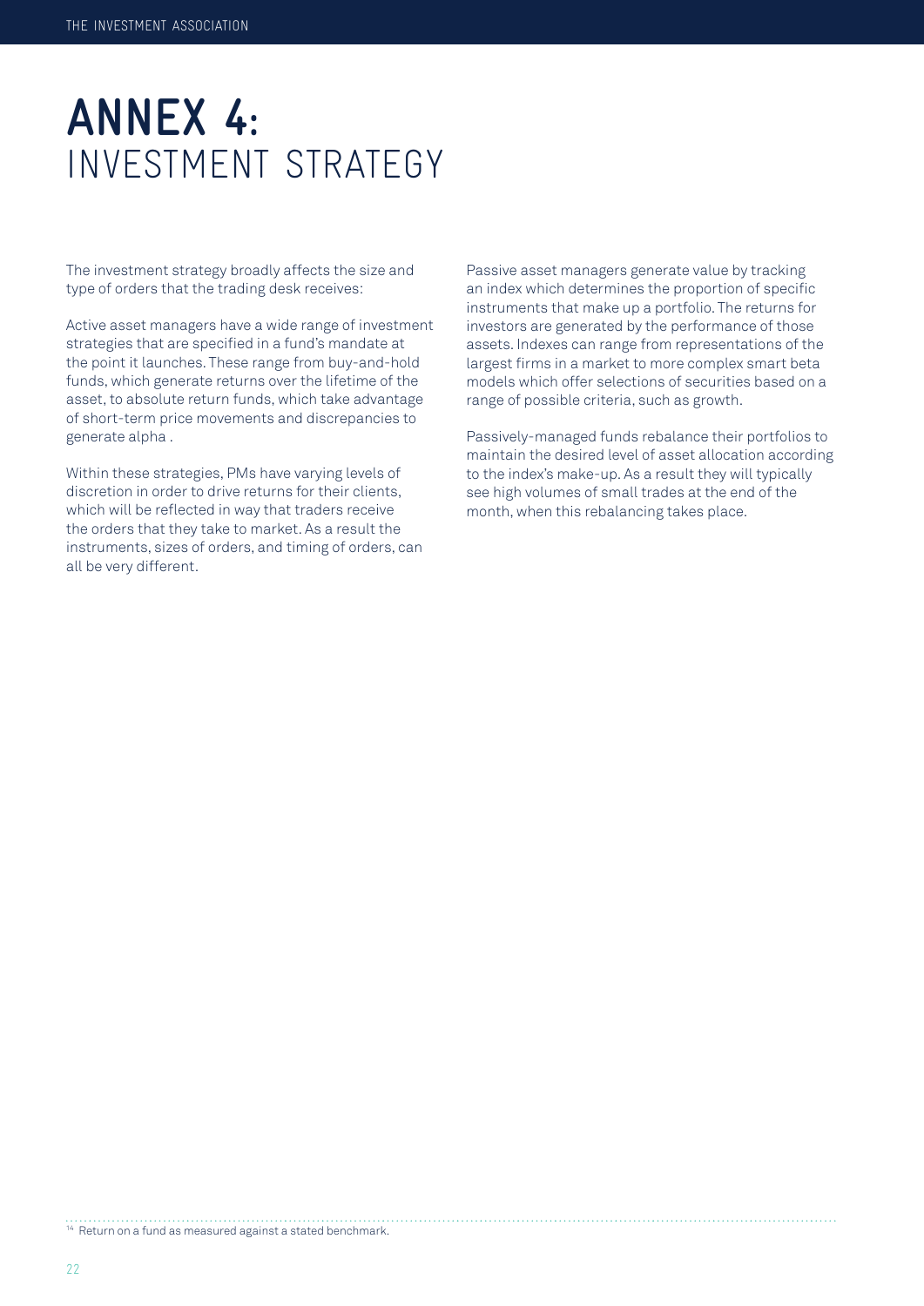# ANNEX 4: INVESTMENT STRATEGY

The investment strategy broadly affects the size and type of orders that the trading desk receives:

Active asset managers have a wide range of investment strategies that are specified in a fund's mandate at the point it launches. These range from buy-and-hold funds, which generate returns over the lifetime of the asset, to absolute return funds, which take advantage of short-term price movements and discrepancies to generate alpha .

Within these strategies, PMs have varying levels of discretion in order to drive returns for their clients, which will be reflected in way that traders receive the orders that they take to market. As a result the instruments, sizes of orders, and timing of orders, can all be very different.

Passive asset managers generate value by tracking an index which determines the proportion of specific instruments that make up a portfolio. The returns for investors are generated by the performance of those assets. Indexes can range from representations of the largest firms in a market to more complex smart beta models which offer selections of securities based on a range of possible criteria, such as growth.

Passively-managed funds rebalance their portfolios to maintain the desired level of asset allocation according to the index's make-up. As a result they will typically see high volumes of small trades at the end of the month, when this rebalancing takes place.

[14] Return on a fund as measured against a stated benchmark.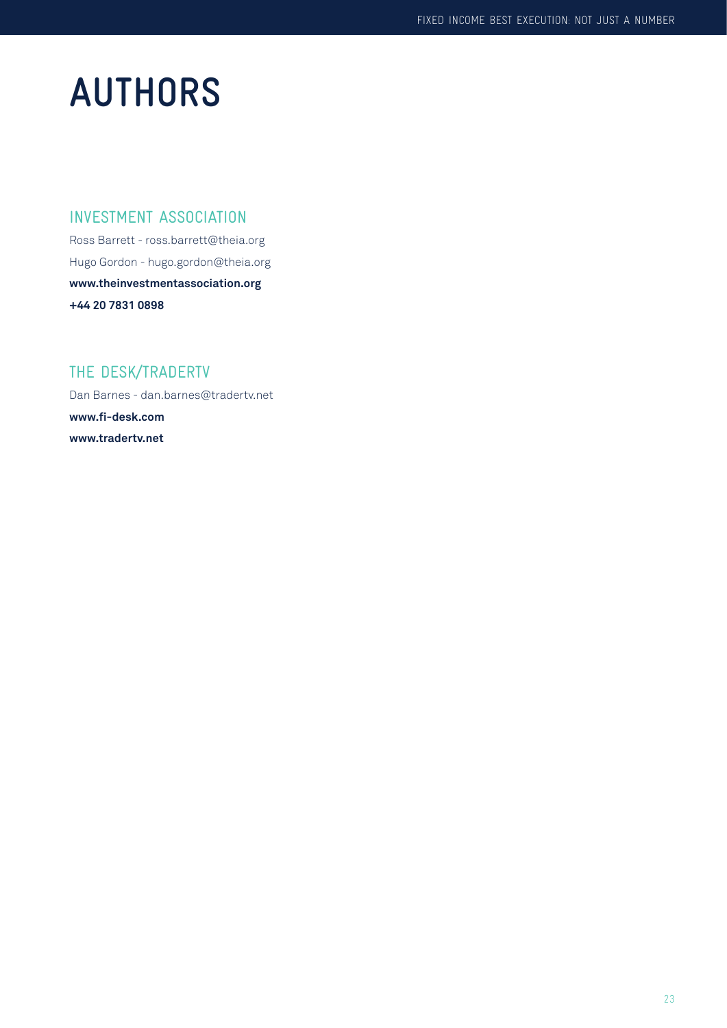# AUTHORS

## INVESTMENT ASSOCIATION

Ross Barrett - ross.barrett@theia.org

Hugo Gordon - hugo.gordon@theia.org

**www.theinvestmentassociation.org**

**+44 20 7831 0898**

## THE DESK/TRADERTV

Dan Barnes - dan.barnes@tradertv.net

**www.fi-desk.com**

**www.tradertv.net**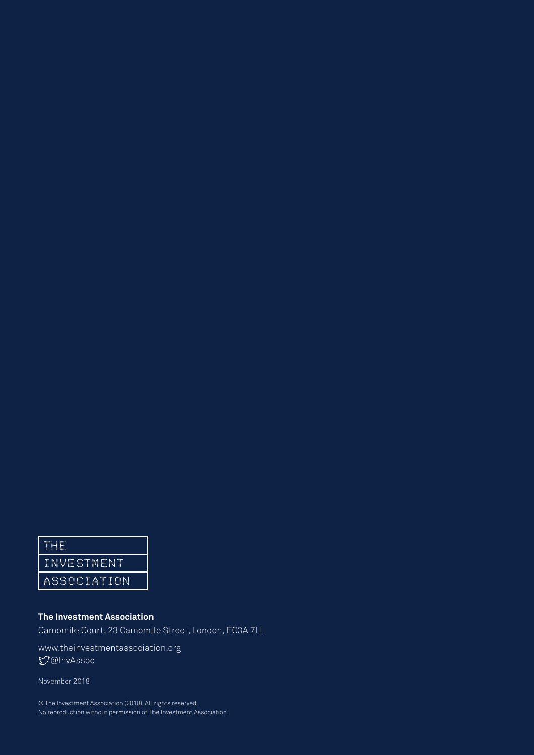THE
INVESTMENT
ASSOCIATION

**The Investment Association**

Camomile Court, 23 Camomile Street, London, EC3A 7LL

www.theinvestmentassociation.org
@InvAssoc

November 2018

© The Investment Association (2018). All rights reserved.
No reproduction without permission of The Investment Association.